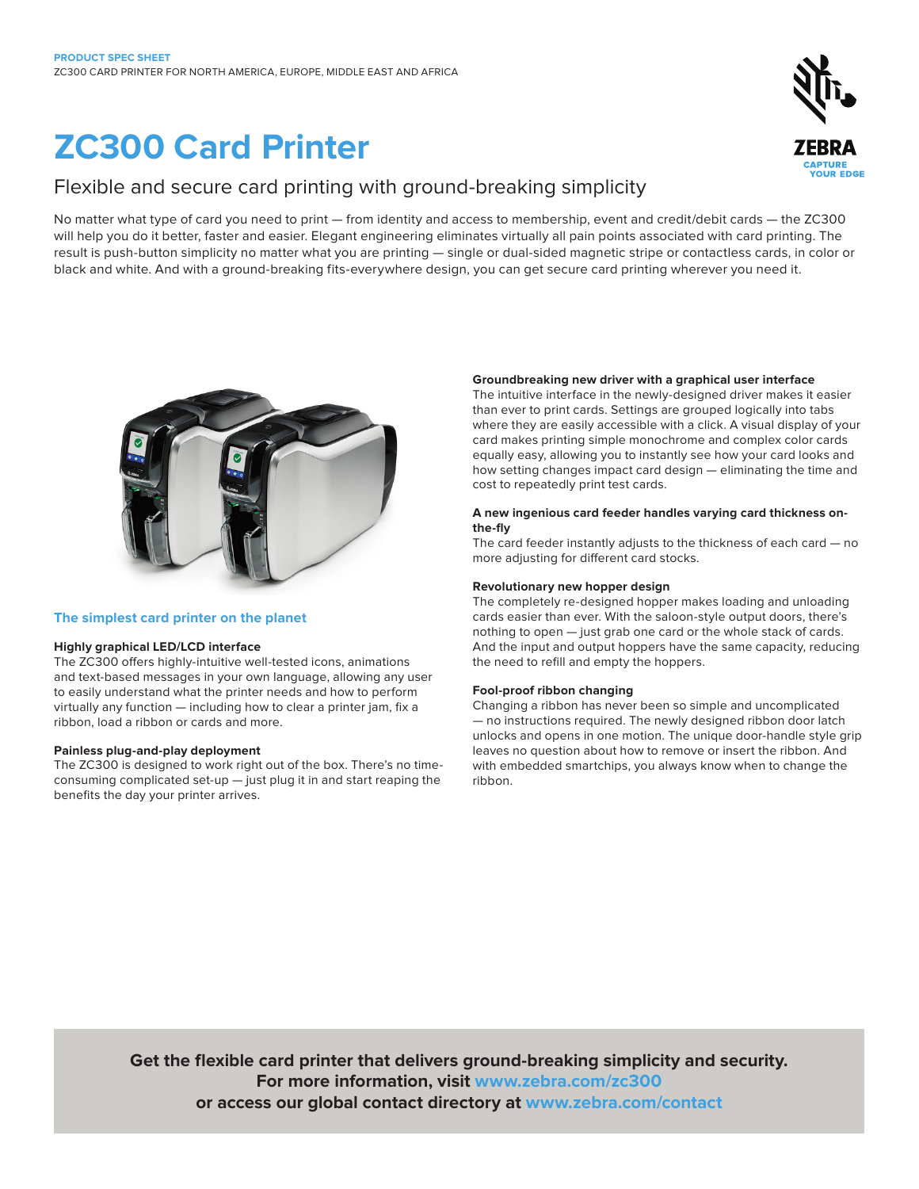PRODUCT SPEC SHEET
ZC300 CARD PRINTER FOR NORTH AMERICA, EUROPE, MIDDLE EAST AND AFRICA

# ZC300 Card Printer

## Flexible and secure card printing with ground-breaking simplicity

No matter what type of card you need to print — from identity and access to membership, event and credit/debit cards — the ZC300 will help you do it better, faster and easier. Elegant engineering eliminates virtually all pain points associated with card printing. The result is push-button simplicity no matter what you are printing — single or dual-sided magnetic stripe or contactless cards, in color or black and white. And with a ground-breaking fits-everywhere design, you can get secure card printing wherever you need it.

### The simplest card printer on the planet

**Highly graphical LED/LCD interface**
The ZC300 offers highly-intuitive well-tested icons, animations and text-based messages in your own language, allowing any user to easily understand what the printer needs and how to perform virtually any function — including how to clear a printer jam, fix a ribbon, load a ribbon or cards and more.

**Painless plug-and-play deployment**
The ZC300 is designed to work right out of the box. There's no time-consuming complicated set-up — just plug it in and start reaping the benefits the day your printer arrives.

**Groundbreaking new driver with a graphical user interface**
The intuitive interface in the newly-designed driver makes it easier than ever to print cards. Settings are grouped logically into tabs where they are easily accessible with a click. A visual display of your card makes printing simple monochrome and complex color cards equally easy, allowing you to instantly see how your card looks and how setting changes impact card design — eliminating the time and cost to repeatedly print test cards.

**A new ingenious card feeder handles varying card thickness on-the-fly**
The card feeder instantly adjusts to the thickness of each card — no more adjusting for different card stocks.

**Revolutionary new hopper design**
The completely re-designed hopper makes loading and unloading cards easier than ever. With the saloon-style output doors, there's nothing to open — just grab one card or the whole stack of cards. And the input and output hoppers have the same capacity, reducing the need to refill and empty the hoppers.

**Fool-proof ribbon changing**
Changing a ribbon has never been so simple and uncomplicated — no instructions required. The newly designed ribbon door latch unlocks and opens in one motion. The unique door-handle style grip leaves no question about how to remove or insert the ribbon. And with embedded smartchips, you always know when to change the ribbon.

**Get the flexible card printer that delivers ground-breaking simplicity and security.**
**For more information, visit www.zebra.com/zc300**
**or access our global contact directory at www.zebra.com/contact**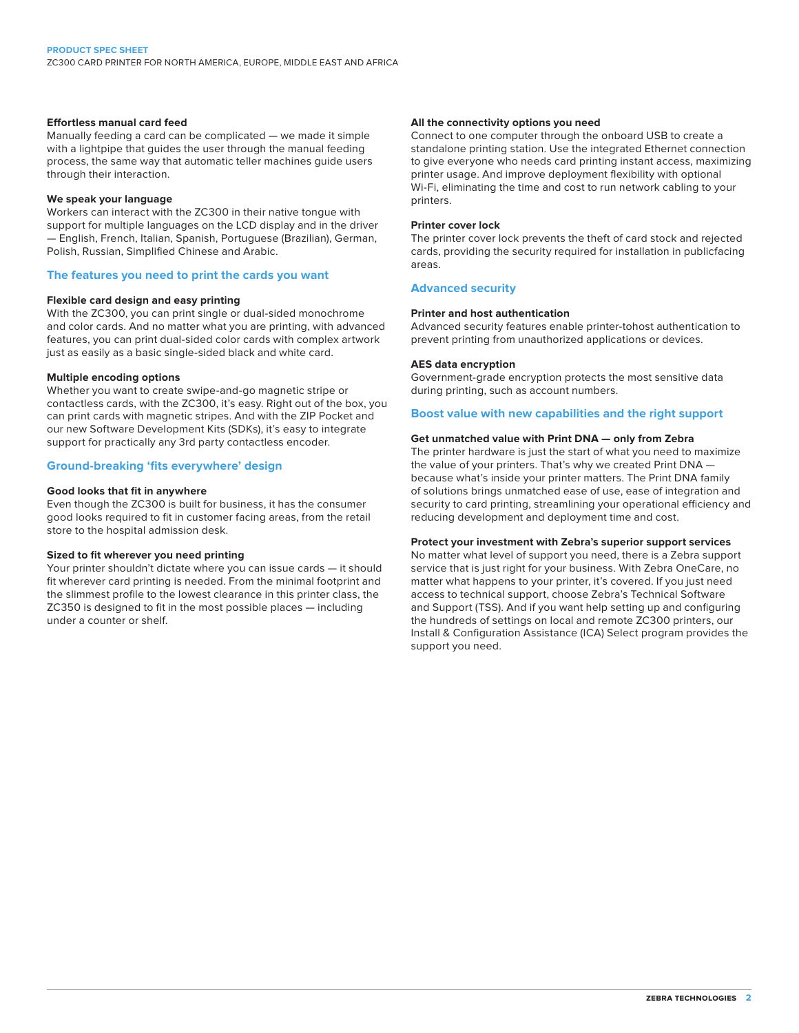### Effortless manual card feed

Manually feeding a card can be complicated — we made it simple with a lightpipe that guides the user through the manual feeding process, the same way that automatic teller machines guide users through their interaction.

### We speak your language

Workers can interact with the ZC300 in their native tongue with support for multiple languages on the LCD display and in the driver — English, French, Italian, Spanish, Portuguese (Brazilian), German, Polish, Russian, Simplified Chinese and Arabic.

## The features you need to print the cards you want

### Flexible card design and easy printing

With the ZC300, you can print single or dual-sided monochrome and color cards. And no matter what you are printing, with advanced features, you can print dual-sided color cards with complex artwork just as easily as a basic single-sided black and white card.

### Multiple encoding options

Whether you want to create swipe-and-go magnetic stripe or contactless cards, with the ZC300, it's easy. Right out of the box, you can print cards with magnetic stripes. And with the ZIP Pocket and our new Software Development Kits (SDKs), it's easy to integrate support for practically any 3rd party contactless encoder.

## Ground-breaking 'fits everywhere' design

### Good looks that fit in anywhere

Even though the ZC300 is built for business, it has the consumer good looks required to fit in customer facing areas, from the retail store to the hospital admission desk.

### Sized to fit wherever you need printing

Your printer shouldn't dictate where you can issue cards — it should fit wherever card printing is needed. From the minimal footprint and the slimmest profile to the lowest clearance in this printer class, the ZC350 is designed to fit in the most possible places — including under a counter or shelf.

### All the connectivity options you need

Connect to one computer through the onboard USB to create a standalone printing station. Use the integrated Ethernet connection to give everyone who needs card printing instant access, maximizing printer usage. And improve deployment flexibility with optional Wi-Fi, eliminating the time and cost to run network cabling to your printers.

### Printer cover lock

The printer cover lock prevents the theft of card stock and rejected cards, providing the security required for installation in publicfacing areas.

## Advanced security

### Printer and host authentication

Advanced security features enable printer-tohost authentication to prevent printing from unauthorized applications or devices.

### AES data encryption

Government-grade encryption protects the most sensitive data during printing, such as account numbers.

## Boost value with new capabilities and the right support

### Get unmatched value with Print DNA — only from Zebra

The printer hardware is just the start of what you need to maximize the value of your printers. That's why we created Print DNA — because what's inside your printer matters. The Print DNA family of solutions brings unmatched ease of use, ease of integration and security to card printing, streamlining your operational efficiency and reducing development and deployment time and cost.

### Protect your investment with Zebra's superior support services

No matter what level of support you need, there is a Zebra support service that is just right for your business. With Zebra OneCare, no matter what happens to your printer, it's covered. If you just need access to technical support, choose Zebra's Technical Software and Support (TSS). And if you want help setting up and configuring the hundreds of settings on local and remote ZC300 printers, our Install & Configuration Assistance (ICA) Select program provides the support you need.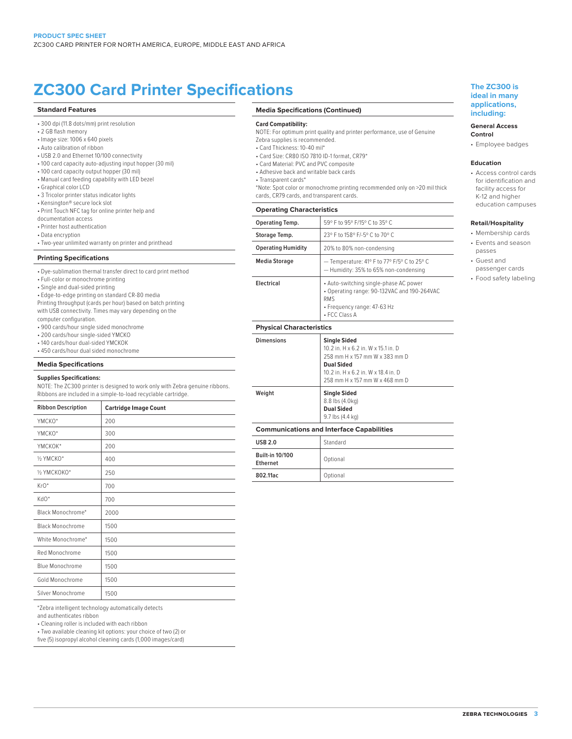# ZC300 Card Printer Specifications

## Standard Features

- 300 dpi (11.8 dots/mm) print resolution
- 2 GB flash memory
- Image size: 1006 x 640 pixels
- Auto calibration of ribbon
- USB 2.0 and Ethernet 10/100 connectivity
- 100 card capacity auto-adjusting input hopper (30 mil)
- 100 card capacity output hopper (30 mil)
- Manual card feeding capability with LED bezel
- Graphical color LCD
- 3 Tricolor printer status indicator lights
- Kensington® secure lock slot
- Print Touch NFC tag for online printer help and documentation access
- Printer host authentication
- Data encryption
- Two-year unlimited warranty on printer and printhead

## Printing Specifications

- Dye-sublimation thermal transfer direct to card print method
- Full-color or monochrome printing
- Single and dual-sided printing
- Edge-to-edge printing on standard CR-80 media

Printing throughput (cards per hour) based on batch printing with USB connectivity. Times may vary depending on the computer configuration.

- 900 cards/hour single sided monochrome
- 200 cards/hour single-sided YMCKO
- 140 cards/hour dual-sided YMCKOK
- 450 cards/hour dual sided monochrome

## Media Specifications

**Supplies Specifications:**

NOTE: The ZC300 printer is designed to work only with Zebra genuine ribbons. Ribbons are included in a simple-to-load recyclable cartridge.

| Ribbon Description | Cartridge Image Count |
|---|---|
| YMCKO* | 200 |
| YMCKO* | 300 |
| YMCKOK* | 200 |
| ½ YMCKO* | 400 |
| ½ YMCKOKO* | 250 |
| KrO* | 700 |
| KdO* | 700 |
| Black Monochrome* | 2000 |
| Black Monochrome | 1500 |
| White Monochrome* | 1500 |
| Red Monochrome | 1500 |
| Blue Monochrome | 1500 |
| Gold Monochrome | 1500 |
| Silver Monochrome | 1500 |

*Zebra intelligent technology automatically detects and authenticates ribbon

- Cleaning roller is included with each ribbon
- Two available cleaning kit options: your choice of two (2) or five (5) isopropyl alcohol cleaning cards (1,000 images/card)

## Media Specifications (Continued)

**Card Compatibility:**

NOTE: For optimum print quality and printer performance, use of Genuine Zebra supplies is recommended.

- Card Thickness: 10-40 mil*
- Card Size: CR80 ISO 7810 ID-1 format, CR79*
- Card Material: PVC and PVC composite
- Adhesive back and writable back cards
- Transparent cards*

*Note: Spot color or monochrome printing recommended only on >20 mil thick cards, CR79 cards, and transparent cards.

## Operating Characteristics

| | |
|---|---|
| **Operating Temp.** | 59° F to 95° F/15° C to 35° C |
| **Storage Temp.** | 23° F to 158° F/-5° C to 70° C |
| **Operating Humidity** | 20% to 80% non-condensing |
| **Media Storage** | — Temperature: 41° F to 77° F/5° C to 25° C<br>— Humidity: 35% to 65% non-condensing |
| **Electrical** | • Auto-switching single-phase AC power<br>• Operating range: 90-132VAC and 190-264VAC RMS<br>• Frequency range: 47-63 Hz<br>• FCC Class A |

## Physical Characteristics

| | |
|---|---|
| **Dimensions** | **Single Sided**<br>10.2 in. H x 6.2 in. W x 15.1 in. D<br>258 mm H x 157 mm W x 383 mm D<br>**Dual Sided**<br>10.2 in. H x 6.2 in. W x 18.4 in. D<br>258 mm H x 157 mm W x 468 mm D |
| **Weight** | **Single Sided**<br>8.8 lbs (4.0kg)<br>**Dual Sided**<br>9.7 lbs (4.4 kg) |

## Communications and Interface Capabilities

| | |
|---|---|
| **USB 2.0** | Standard |
| **Built-in 10/100 Ethernet** | Optional |
| **802.11ac** | Optional |

## The ZC300 is ideal in many applications, including:

**General Access Control**

- Employee badges

**Education**

- Access control cards for identification and facility access for K-12 and higher education campuses

**Retail/Hospitality**

- Membership cards
- Events and season passes
- Guest and passenger cards
- Food safety labeling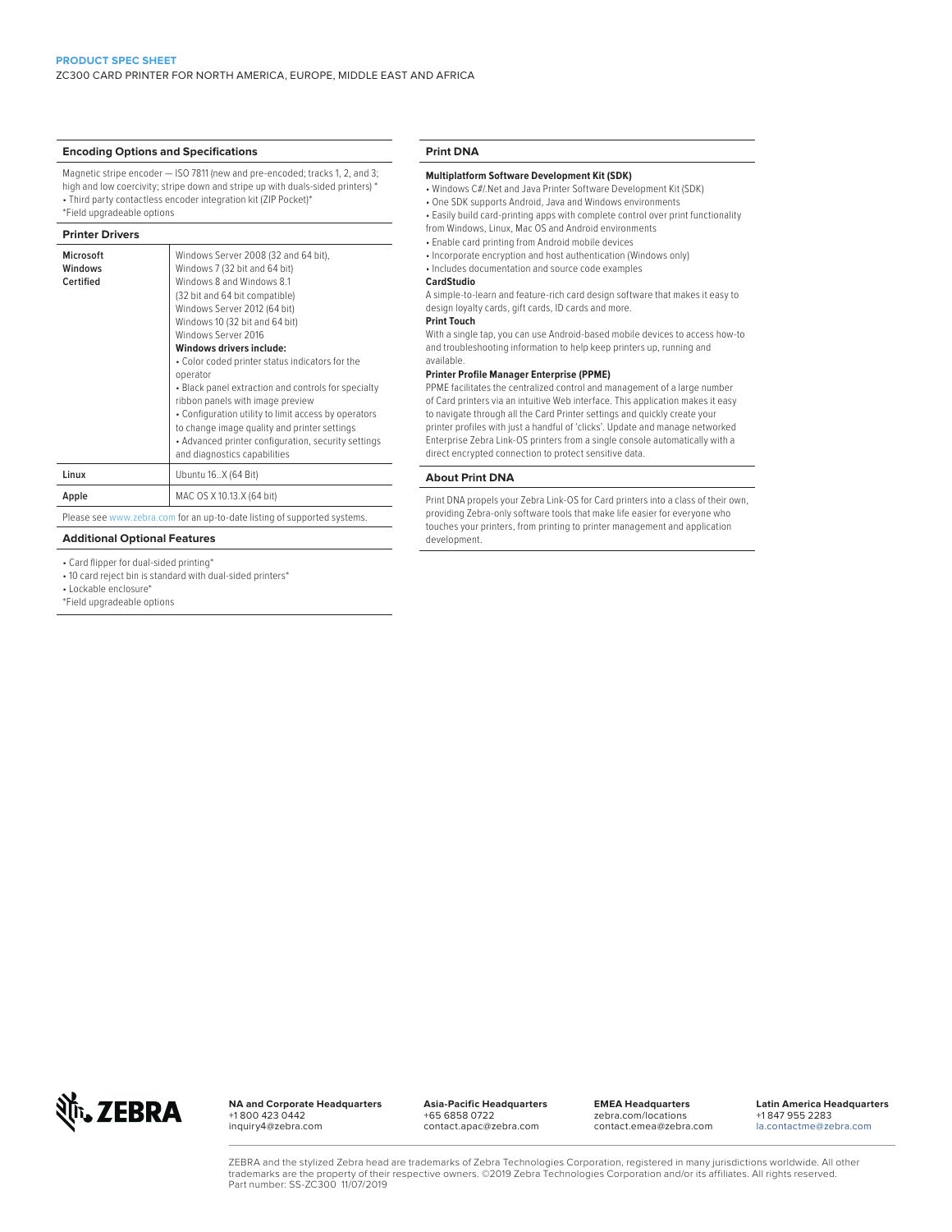**PRODUCT SPEC SHEET**
ZC300 CARD PRINTER FOR NORTH AMERICA, EUROPE, MIDDLE EAST AND AFRICA

### Encoding Options and Specifications

Magnetic stripe encoder — ISO 7811 (new and pre-encoded; tracks 1, 2, and 3; high and low coercivity; stripe down and stripe up with duals-sided printers) *
- Third party contactless encoder integration kit (ZIP Pocket)*

*Field upgradeable options

### Printer Drivers

| | |
|---|---|
| **Microsoft Windows Certified** | Windows Server 2008 (32 and 64 bit), Windows 7 (32 bit and 64 bit) Windows 8 and Windows 8.1 (32 bit and 64 bit compatible) Windows Server 2012 (64 bit) Windows 10 (32 bit and 64 bit) Windows Server 2016 **Windows drivers include:** • Color coded printer status indicators for the operator • Black panel extraction and controls for specialty ribbon panels with image preview • Configuration utility to limit access by operators to change image quality and printer settings • Advanced printer configuration, security settings and diagnostics capabilities |
| **Linux** | Ubuntu 16..X (64 Bit) |
| **Apple** | MAC OS X 10.13.X (64 bit) |

Please see www.zebra.com for an up-to-date listing of supported systems.

### Additional Optional Features

- Card flipper for dual-sided printing*
- 10 card reject bin is standard with dual-sided printers*
- Lockable enclosure*

*Field upgradeable options

### Print DNA

**Multiplatform Software Development Kit (SDK)**
- Windows C#/.Net and Java Printer Software Development Kit (SDK)
- One SDK supports Android, Java and Windows environments
- Easily build card-printing apps with complete control over print functionality from Windows, Linux, Mac OS and Android environments
- Enable card printing from Android mobile devices
- Incorporate encryption and host authentication (Windows only)
- Includes documentation and source code examples

**CardStudio**
A simple-to-learn and feature-rich card design software that makes it easy to design loyalty cards, gift cards, ID cards and more.

**Print Touch**
With a single tap, you can use Android-based mobile devices to access how-to and troubleshooting information to help keep printers up, running and available.

**Printer Profile Manager Enterprise (PPME)**
PPME facilitates the centralized control and management of a large number of Card printers via an intuitive Web interface. This application makes it easy to navigate through all the Card Printer settings and quickly create your printer profiles with just a handful of 'clicks'. Update and manage networked Enterprise Zebra Link-OS printers from a single console automatically with a direct encrypted connection to protect sensitive data.

### About Print DNA

Print DNA propels your Zebra Link-OS for Card printers into a class of their own, providing Zebra-only software tools that make life easier for everyone who touches your printers, from printing to printer management and application development.

**NA and Corporate Headquarters**
+1 800 423 0442
inquiry4@zebra.com

**Asia-Pacific Headquarters**
+65 6858 0722
contact.apac@zebra.com

**EMEA Headquarters**
zebra.com/locations
contact.emea@zebra.com

**Latin America Headquarters**
+1 847 955 2283
la.contactme@zebra.com

ZEBRA and the stylized Zebra head are trademarks of Zebra Technologies Corporation, registered in many jurisdictions worldwide. All other trademarks are the property of their respective owners. ©2019 Zebra Technologies Corporation and/or its affiliates. All rights reserved.
Part number: SS-ZC300 11/07/2019